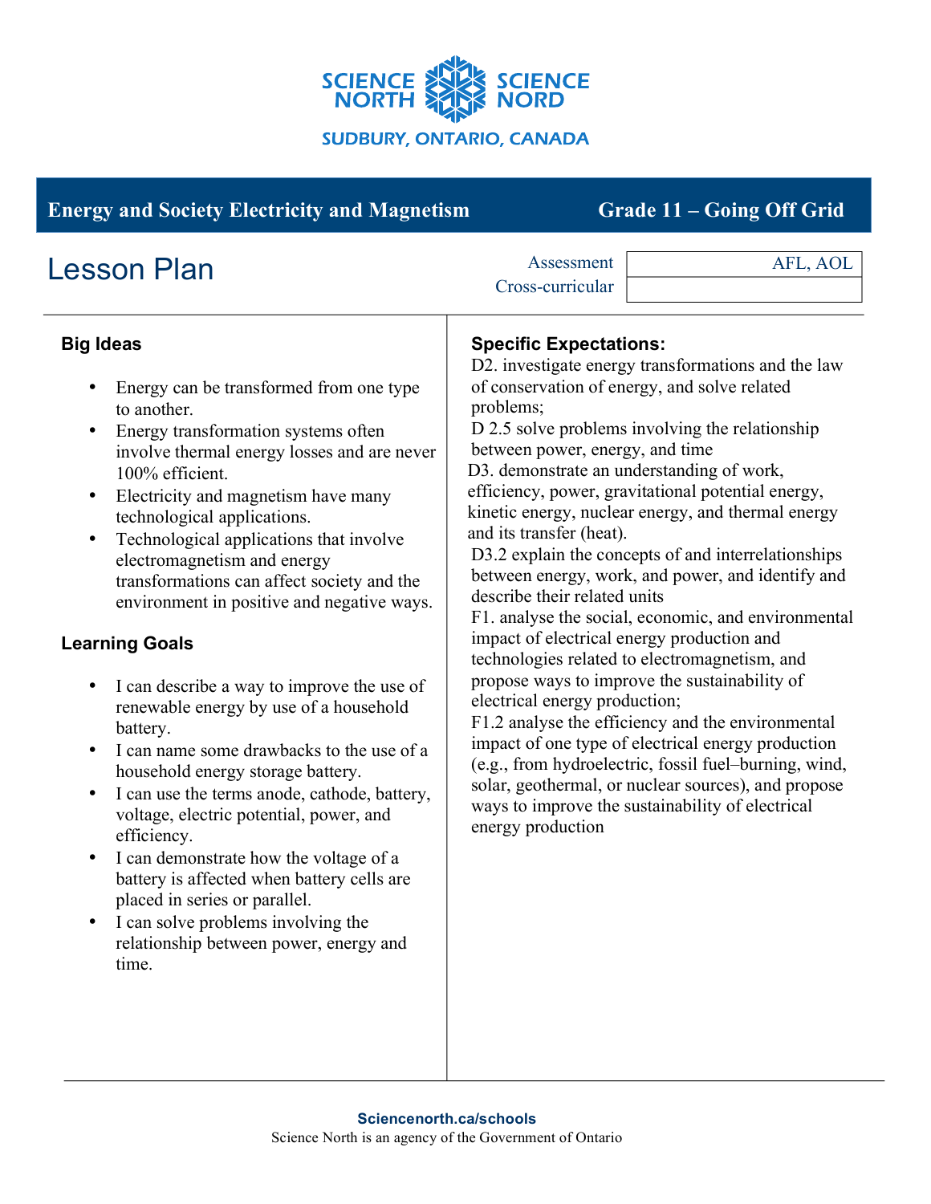SCIENCE NORTH SCIENCE NORD

SUDBURY, ONTARIO, CANADA

## Energy and Society Electricity and Magnetism — Grade 11 – Going Off Grid

# Lesson Plan

| Assessment | AFL, AOL |
|---|---|
| Cross-curricular | |

### Big Ideas

- Energy can be transformed from one type to another.
- Energy transformation systems often involve thermal energy losses and are never 100% efficient.
- Electricity and magnetism have many technological applications.
- Technological applications that involve electromagnetism and energy transformations can affect society and the environment in positive and negative ways.

### Learning Goals

- I can describe a way to improve the use of renewable energy by use of a household battery.
- I can name some drawbacks to the use of a household energy storage battery.
- I can use the terms anode, cathode, battery, voltage, electric potential, power, and efficiency.
- I can demonstrate how the voltage of a battery is affected when battery cells are placed in series or parallel.
- I can solve problems involving the relationship between power, energy and time.

### Specific Expectations:

D2. investigate energy transformations and the law of conservation of energy, and solve related problems;

D 2.5 solve problems involving the relationship between power, energy, and time

D3. demonstrate an understanding of work, efficiency, power, gravitational potential energy, kinetic energy, nuclear energy, and thermal energy and its transfer (heat).

D3.2 explain the concepts of and interrelationships between energy, work, and power, and identify and describe their related units

F1. analyse the social, economic, and environmental impact of electrical energy production and technologies related to electromagnetism, and propose ways to improve the sustainability of electrical energy production;

F1.2 analyse the efficiency and the environmental impact of one type of electrical energy production (e.g., from hydroelectric, fossil fuel–burning, wind, solar, geothermal, or nuclear sources), and propose ways to improve the sustainability of electrical energy production

**Sciencenorth.ca/schools**

Science North is an agency of the Government of Ontario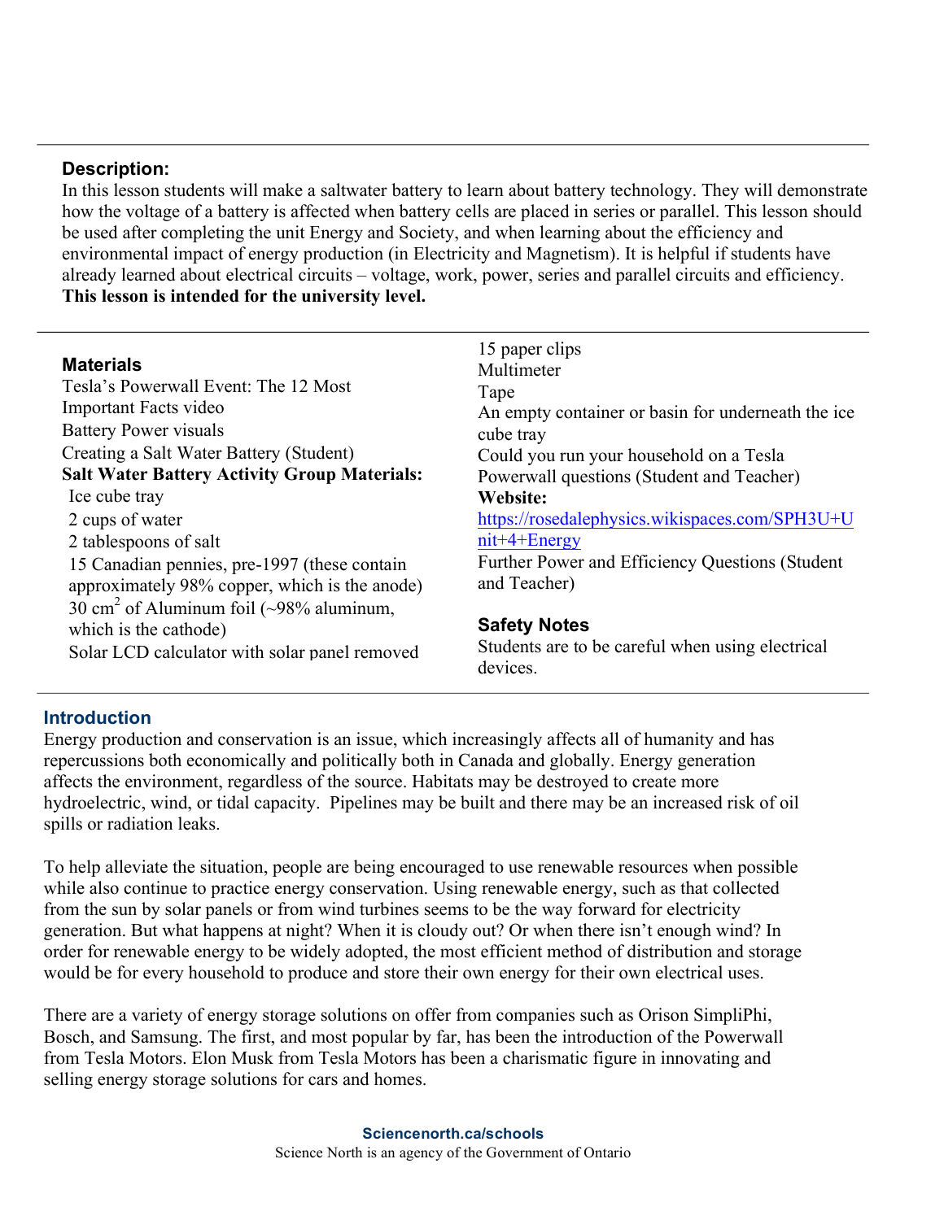## Description:

In this lesson students will make a saltwater battery to learn about battery technology. They will demonstrate how the voltage of a battery is affected when battery cells are placed in series or parallel. This lesson should be used after completing the unit Energy and Society, and when learning about the efficiency and environmental impact of energy production (in Electricity and Magnetism). It is helpful if students have already learned about electrical circuits – voltage, work, power, series and parallel circuits and efficiency. **This lesson is intended for the university level.**

## Materials

Tesla's Powerwall Event: The 12 Most Important Facts video
Battery Power visuals
Creating a Salt Water Battery (Student)

**Salt Water Battery Activity Group Materials:**

- Ice cube tray
- 2 cups of water
- 2 tablespoons of salt
- 15 Canadian pennies, pre-1997 (these contain approximately 98% copper, which is the anode)
- 30 $cm^2$ of Aluminum foil (~98% aluminum, which is the cathode)
- Solar LCD calculator with solar panel removed
- 15 paper clips
- Multimeter
- Tape
- An empty container or basin for underneath the ice cube tray

Could you run your household on a Tesla Powerwall questions (Student and Teacher)

**Website:**
https://rosedalephysics.wikispaces.com/SPH3U+Unit+4+Energy

Further Power and Efficiency Questions (Student and Teacher)

## Safety Notes

Students are to be careful when using electrical devices.

## Introduction

Energy production and conservation is an issue, which increasingly affects all of humanity and has repercussions both economically and politically both in Canada and globally. Energy generation affects the environment, regardless of the source. Habitats may be destroyed to create more hydroelectric, wind, or tidal capacity. Pipelines may be built and there may be an increased risk of oil spills or radiation leaks.

To help alleviate the situation, people are being encouraged to use renewable resources when possible while also continue to practice energy conservation. Using renewable energy, such as that collected from the sun by solar panels or from wind turbines seems to be the way forward for electricity generation. But what happens at night? When it is cloudy out? Or when there isn't enough wind? In order for renewable energy to be widely adopted, the most efficient method of distribution and storage would be for every household to produce and store their own energy for their own electrical uses.

There are a variety of energy storage solutions on offer from companies such as Orison SimpliPhi, Bosch, and Samsung. The first, and most popular by far, has been the introduction of the Powerwall from Tesla Motors. Elon Musk from Tesla Motors has been a charismatic figure in innovating and selling energy storage solutions for cars and homes.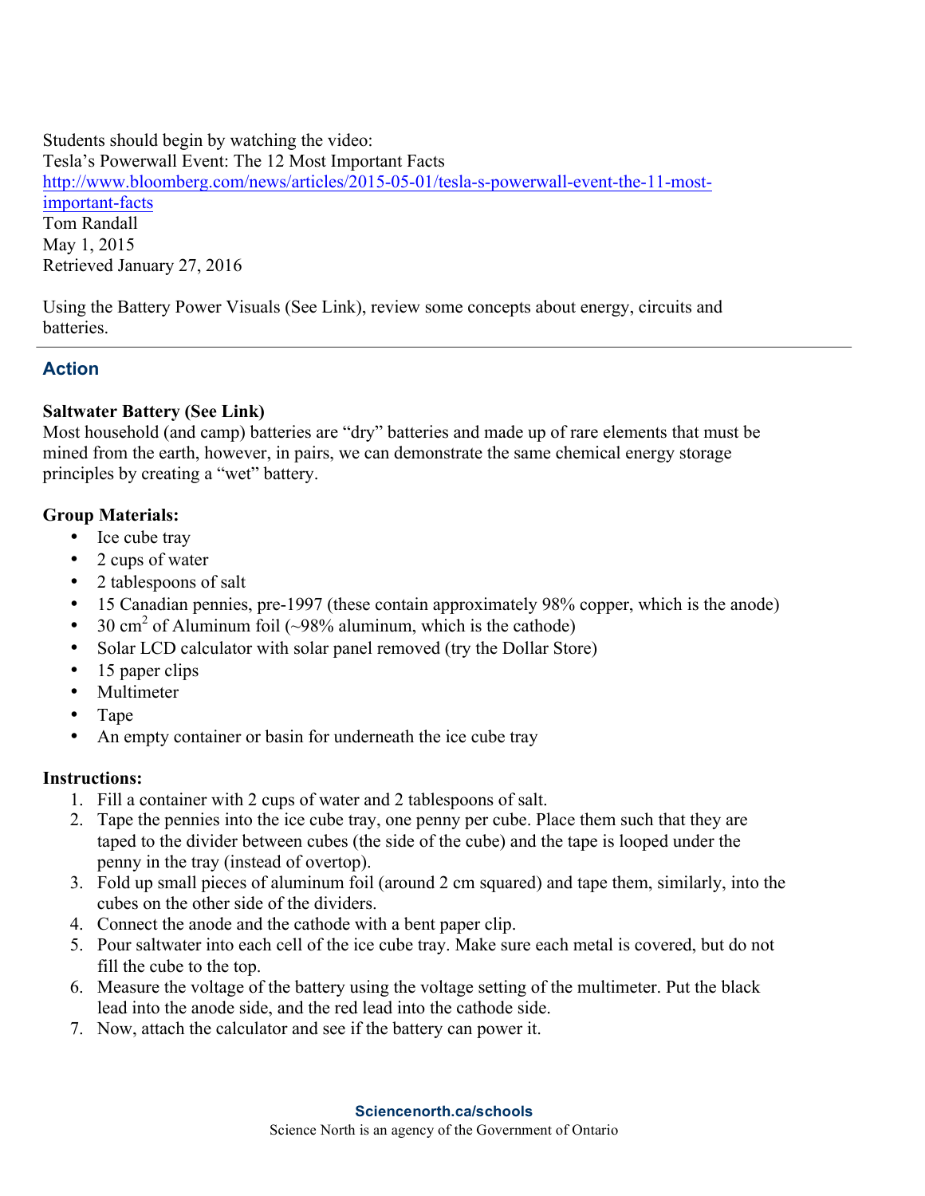Students should begin by watching the video:
Tesla's Powerwall Event: The 12 Most Important Facts
http://www.bloomberg.com/news/articles/2015-05-01/tesla-s-powerwall-event-the-11-most-important-facts
Tom Randall
May 1, 2015
Retrieved January 27, 2016

Using the Battery Power Visuals (See Link), review some concepts about energy, circuits and batteries.

---

## Action

**Saltwater Battery (See Link)**
Most household (and camp) batteries are "dry" batteries and made up of rare elements that must be mined from the earth, however, in pairs, we can demonstrate the same chemical energy storage principles by creating a "wet" battery.

**Group Materials:**

- Ice cube tray
- 2 cups of water
- 2 tablespoons of salt
- 15 Canadian pennies, pre-1997 (these contain approximately 98% copper, which is the anode)
- 30 $cm^2$ of Aluminum foil (~98% aluminum, which is the cathode)
- Solar LCD calculator with solar panel removed (try the Dollar Store)
- 15 paper clips
- Multimeter
- Tape
- An empty container or basin for underneath the ice cube tray

**Instructions:**

1. Fill a container with 2 cups of water and 2 tablespoons of salt.
2. Tape the pennies into the ice cube tray, one penny per cube. Place them such that they are taped to the divider between cubes (the side of the cube) and the tape is looped under the penny in the tray (instead of overtop).
3. Fold up small pieces of aluminum foil (around 2 cm squared) and tape them, similarly, into the cubes on the other side of the dividers.
4. Connect the anode and the cathode with a bent paper clip.
5. Pour saltwater into each cell of the ice cube tray. Make sure each metal is covered, but do not fill the cube to the top.
6. Measure the voltage of the battery using the voltage setting of the multimeter. Put the black lead into the anode side, and the red lead into the cathode side.
7. Now, attach the calculator and see if the battery can power it.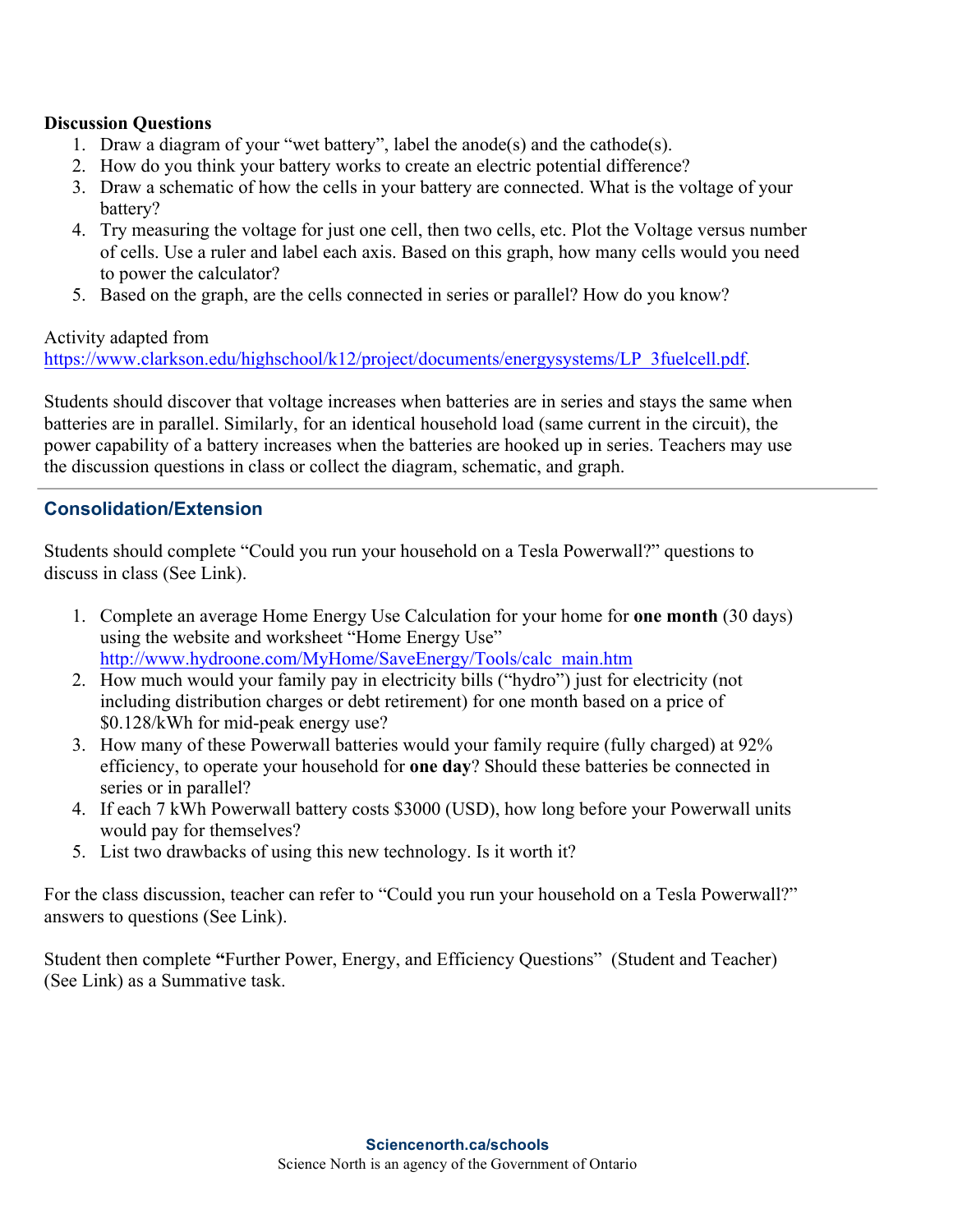**Discussion Questions**

1. Draw a diagram of your "wet battery", label the anode(s) and the cathode(s).
2. How do you think your battery works to create an electric potential difference?
3. Draw a schematic of how the cells in your battery are connected. What is the voltage of your battery?
4. Try measuring the voltage for just one cell, then two cells, etc. Plot the Voltage versus number of cells. Use a ruler and label each axis. Based on this graph, how many cells would you need to power the calculator?
5. Based on the graph, are the cells connected in series or parallel? How do you know?

Activity adapted from
https://www.clarkson.edu/highschool/k12/project/documents/energysystems/LP_3fuelcell.pdf.

Students should discover that voltage increases when batteries are in series and stays the same when batteries are in parallel. Similarly, for an identical household load (same current in the circuit), the power capability of a battery increases when the batteries are hooked up in series. Teachers may use the discussion questions in class or collect the diagram, schematic, and graph.

---

## Consolidation/Extension

Students should complete "Could you run your household on a Tesla Powerwall?" questions to discuss in class (See Link).

1. Complete an average Home Energy Use Calculation for your home for **one month** (30 days) using the website and worksheet "Home Energy Use"
   http://www.hydroone.com/MyHome/SaveEnergy/Tools/calc_main.htm
2. How much would your family pay in electricity bills ("hydro") just for electricity (not including distribution charges or debt retirement) for one month based on a price of $0.128/kWh for mid-peak energy use?
3. How many of these Powerwall batteries would your family require (fully charged) at 92% efficiency, to operate your household for **one day**? Should these batteries be connected in series or in parallel?
4. If each 7 kWh Powerwall battery costs $3000 (USD), how long before your Powerwall units would pay for themselves?
5. List two drawbacks of using this new technology. Is it worth it?

For the class discussion, teacher can refer to "Could you run your household on a Tesla Powerwall?" answers to questions (See Link).

Student then complete **"**Further Power, Energy, and Efficiency Questions" (Student and Teacher) (See Link) as a Summative task.